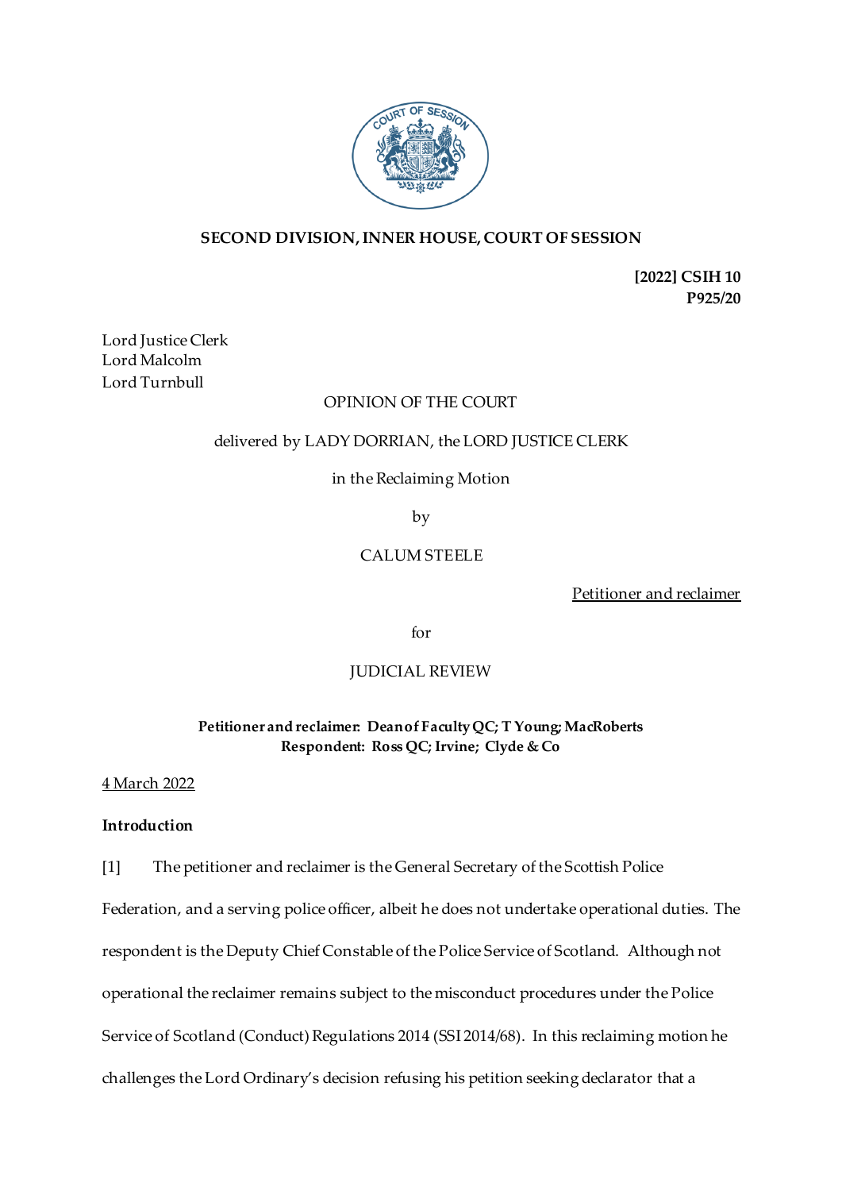**SECOND DIVISION, INNER HOUSE, COURT OF SESSION**

**[2022] CSIH 10**
**P925/20**

Lord Justice Clerk
Lord Malcolm
Lord Turnbull

OPINION OF THE COURT

delivered by LADY DORRIAN, the LORD JUSTICE CLERK

in the Reclaiming Motion

by

CALUM STEELE

Petitioner and reclaimer

for

JUDICIAL REVIEW

**Petitioner and reclaimer: Dean of Faculty QC; T Young; MacRoberts**
**Respondent: Ross QC; Irvine; Clyde & Co**

4 March 2022

**Introduction**

[1] The petitioner and reclaimer is the General Secretary of the Scottish Police Federation, and a serving police officer, albeit he does not undertake operational duties. The respondent is the Deputy Chief Constable of the Police Service of Scotland. Although not operational the reclaimer remains subject to the misconduct procedures under the Police Service of Scotland (Conduct) Regulations 2014 (SSI 2014/68). In this reclaiming motion he challenges the Lord Ordinary's decision refusing his petition seeking declarator that a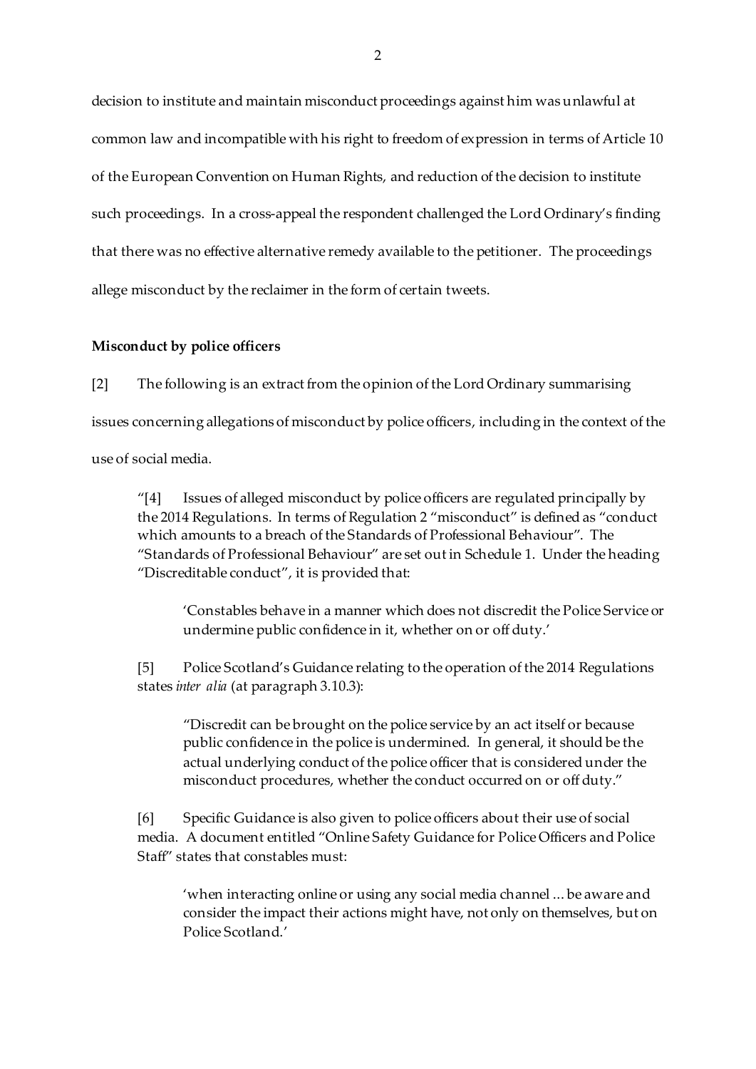decision to institute and maintain misconduct proceedings against him was unlawful at common law and incompatible with his right to freedom of expression in terms of Article 10 of the European Convention on Human Rights, and reduction of the decision to institute such proceedings. In a cross-appeal the respondent challenged the Lord Ordinary's finding that there was no effective alternative remedy available to the petitioner. The proceedings allege misconduct by the reclaimer in the form of certain tweets.

**Misconduct by police officers**

[2] The following is an extract from the opinion of the Lord Ordinary summarising issues concerning allegations of misconduct by police officers, including in the context of the use of social media.

> "[4] Issues of alleged misconduct by police officers are regulated principally by the 2014 Regulations. In terms of Regulation 2 "misconduct" is defined as "conduct which amounts to a breach of the Standards of Professional Behaviour". The "Standards of Professional Behaviour" are set out in Schedule 1. Under the heading "Discreditable conduct", it is provided that:
>
> > 'Constables behave in a manner which does not discredit the Police Service or undermine public confidence in it, whether on or off duty.'
>
> [5] Police Scotland's Guidance relating to the operation of the 2014 Regulations states *inter alia* (at paragraph 3.10.3):
>
> > "Discredit can be brought on the police service by an act itself or because public confidence in the police is undermined. In general, it should be the actual underlying conduct of the police officer that is considered under the misconduct procedures, whether the conduct occurred on or off duty."
>
> [6] Specific Guidance is also given to police officers about their use of social media. A document entitled "Online Safety Guidance for Police Officers and Police Staff" states that constables must:
>
> > 'when interacting online or using any social media channel ... be aware and consider the impact their actions might have, not only on themselves, but on Police Scotland.'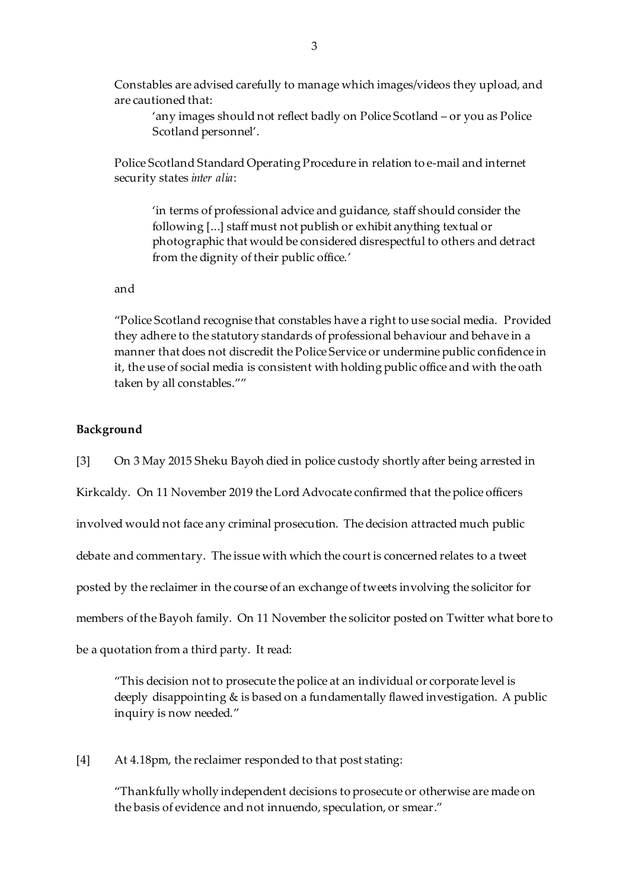Constables are advised carefully to manage which images/videos they upload, and are cautioned that:

> 'any images should not reflect badly on Police Scotland – or you as Police Scotland personnel'.

Police Scotland Standard Operating Procedure in relation to e-mail and internet security states *inter alia*:

> 'in terms of professional advice and guidance, staff should consider the following [...] staff must not publish or exhibit anything textual or photographic that would be considered disrespectful to others and detract from the dignity of their public office.'

and

"Police Scotland recognise that constables have a right to use social media. Provided they adhere to the statutory standards of professional behaviour and behave in a manner that does not discredit the Police Service or undermine public confidence in it, the use of social media is consistent with holding public office and with the oath taken by all constables.""

**Background**

[3] On 3 May 2015 Sheku Bayoh died in police custody shortly after being arrested in Kirkcaldy. On 11 November 2019 the Lord Advocate confirmed that the police officers involved would not face any criminal prosecution. The decision attracted much public debate and commentary. The issue with which the court is concerned relates to a tweet posted by the reclaimer in the course of an exchange of tweets involving the solicitor for members of the Bayoh family. On 11 November the solicitor posted on Twitter what bore to be a quotation from a third party. It read:

> "This decision not to prosecute the police at an individual or corporate level is deeply disappointing & is based on a fundamentally flawed investigation. A public inquiry is now needed."

[4] At 4.18pm, the reclaimer responded to that post stating:

> "Thankfully wholly independent decisions to prosecute or otherwise are made on the basis of evidence and not innuendo, speculation, or smear."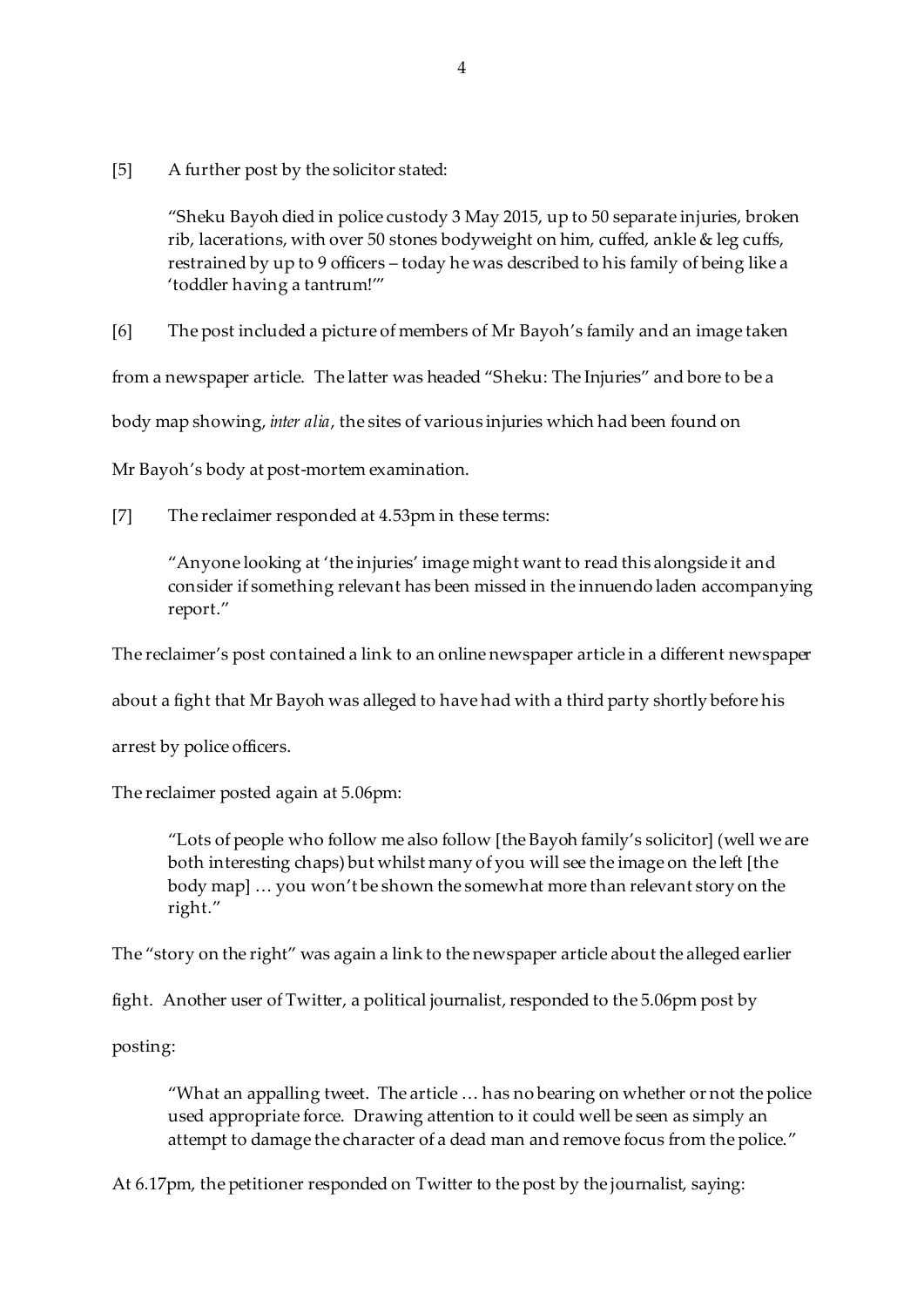[5] A further post by the solicitor stated:

> "Sheku Bayoh died in police custody 3 May 2015, up to 50 separate injuries, broken rib, lacerations, with over 50 stones bodyweight on him, cuffed, ankle & leg cuffs, restrained by up to 9 officers – today he was described to his family of being like a 'toddler having a tantrum!'"

[6] The post included a picture of members of Mr Bayoh's family and an image taken from a newspaper article. The latter was headed "Sheku: The Injuries" and bore to be a body map showing, *inter alia*, the sites of various injuries which had been found on Mr Bayoh's body at post-mortem examination.

[7] The reclaimer responded at 4.53pm in these terms:

> "Anyone looking at 'the injuries' image might want to read this alongside it and consider if something relevant has been missed in the innuendo laden accompanying report."

The reclaimer's post contained a link to an online newspaper article in a different newspaper about a fight that Mr Bayoh was alleged to have had with a third party shortly before his arrest by police officers.

The reclaimer posted again at 5.06pm:

> "Lots of people who follow me also follow [the Bayoh family's solicitor] (well we are both interesting chaps) but whilst many of you will see the image on the left [the body map] … you won't be shown the somewhat more than relevant story on the right."

The "story on the right" was again a link to the newspaper article about the alleged earlier fight. Another user of Twitter, a political journalist, responded to the 5.06pm post by posting:

> "What an appalling tweet. The article … has no bearing on whether or not the police used appropriate force. Drawing attention to it could well be seen as simply an attempt to damage the character of a dead man and remove focus from the police."

At 6.17pm, the petitioner responded on Twitter to the post by the journalist, saying: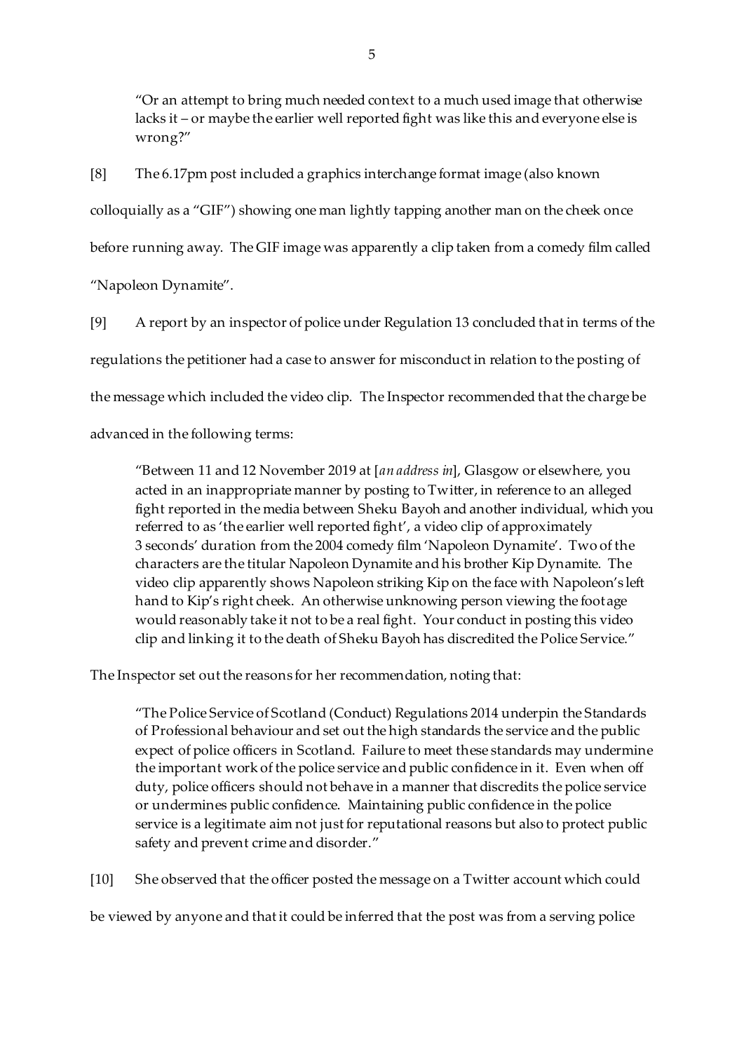> "Or an attempt to bring much needed context to a much used image that otherwise lacks it – or maybe the earlier well reported fight was like this and everyone else is wrong?"

[8] The 6.17pm post included a graphics interchange format image (also known colloquially as a "GIF") showing one man lightly tapping another man on the cheek once before running away. The GIF image was apparently a clip taken from a comedy film called "Napoleon Dynamite".

[9] A report by an inspector of police under Regulation 13 concluded that in terms of the regulations the petitioner had a case to answer for misconduct in relation to the posting of the message which included the video clip. The Inspector recommended that the charge be advanced in the following terms:

> "Between 11 and 12 November 2019 at [*an address in*], Glasgow or elsewhere, you acted in an inappropriate manner by posting to Twitter, in reference to an alleged fight reported in the media between Sheku Bayoh and another individual, which you referred to as 'the earlier well reported fight', a video clip of approximately 3 seconds' duration from the 2004 comedy film 'Napoleon Dynamite'. Two of the characters are the titular Napoleon Dynamite and his brother Kip Dynamite. The video clip apparently shows Napoleon striking Kip on the face with Napoleon's left hand to Kip's right cheek. An otherwise unknowing person viewing the footage would reasonably take it not to be a real fight. Your conduct in posting this video clip and linking it to the death of Sheku Bayoh has discredited the Police Service."

The Inspector set out the reasons for her recommendation, noting that:

> "The Police Service of Scotland (Conduct) Regulations 2014 underpin the Standards of Professional behaviour and set out the high standards the service and the public expect of police officers in Scotland. Failure to meet these standards may undermine the important work of the police service and public confidence in it. Even when off duty, police officers should not behave in a manner that discredits the police service or undermines public confidence. Maintaining public confidence in the police service is a legitimate aim not just for reputational reasons but also to protect public safety and prevent crime and disorder."

[10] She observed that the officer posted the message on a Twitter account which could be viewed by anyone and that it could be inferred that the post was from a serving police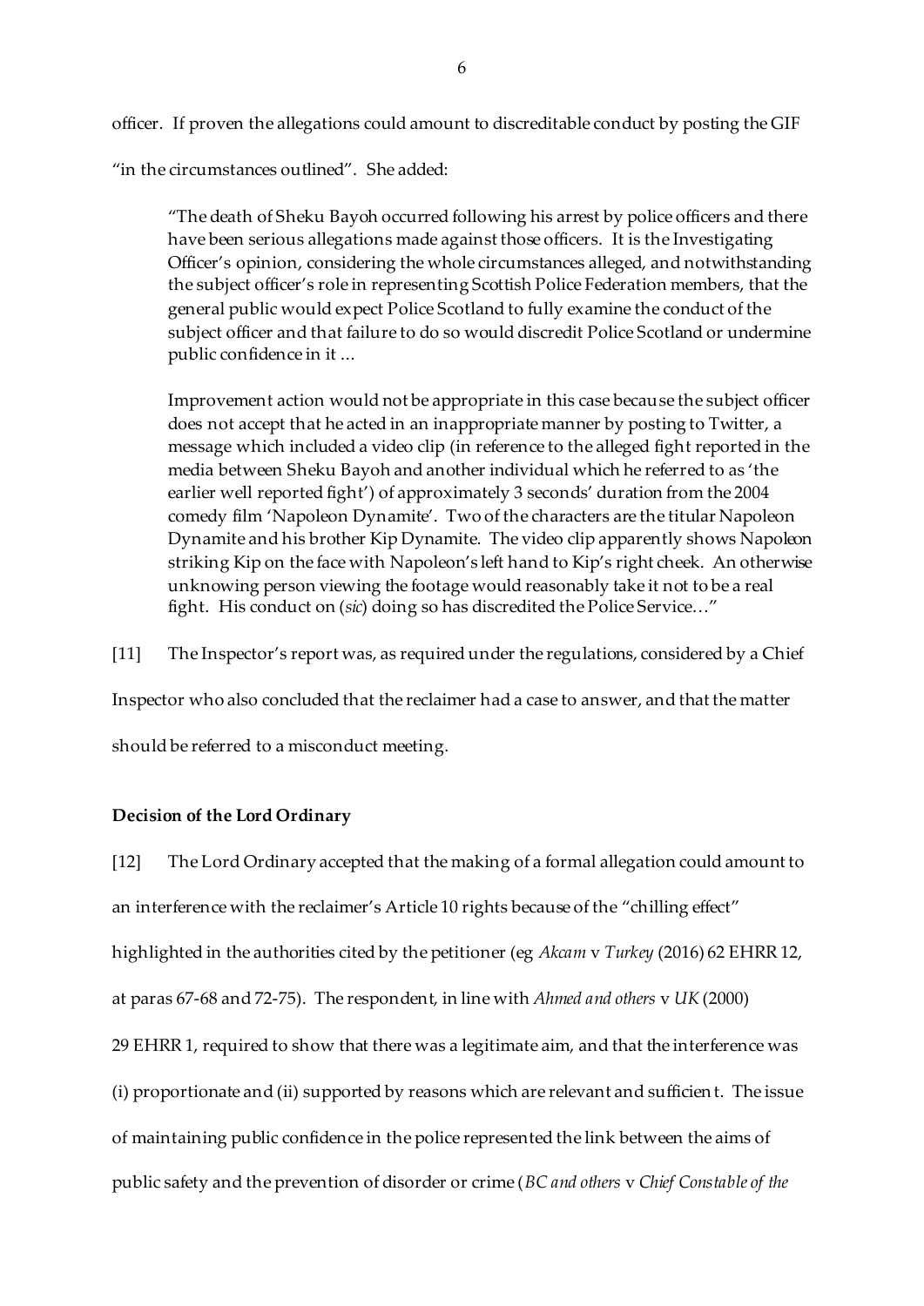officer. If proven the allegations could amount to discreditable conduct by posting the GIF "in the circumstances outlined". She added:

> "The death of Sheku Bayoh occurred following his arrest by police officers and there have been serious allegations made against those officers. It is the Investigating Officer's opinion, considering the whole circumstances alleged, and notwithstanding the subject officer's role in representing Scottish Police Federation members, that the general public would expect Police Scotland to fully examine the conduct of the subject officer and that failure to do so would discredit Police Scotland or undermine public confidence in it ...
>
> Improvement action would not be appropriate in this case because the subject officer does not accept that he acted in an inappropriate manner by posting to Twitter, a message which included a video clip (in reference to the alleged fight reported in the media between Sheku Bayoh and another individual which he referred to as 'the earlier well reported fight') of approximately 3 seconds' duration from the 2004 comedy film 'Napoleon Dynamite'. Two of the characters are the titular Napoleon Dynamite and his brother Kip Dynamite. The video clip apparently shows Napoleon striking Kip on the face with Napoleon's left hand to Kip's right cheek. An otherwise unknowing person viewing the footage would reasonably take it not to be a real fight. His conduct on (*sic*) doing so has discredited the Police Service…"

[11] The Inspector's report was, as required under the regulations, considered by a Chief Inspector who also concluded that the reclaimer had a case to answer, and that the matter should be referred to a misconduct meeting.

**Decision of the Lord Ordinary**

[12] The Lord Ordinary accepted that the making of a formal allegation could amount to an interference with the reclaimer's Article 10 rights because of the "chilling effect" highlighted in the authorities cited by the petitioner (eg *Akcam* v *Turkey* (2016) 62 EHRR 12, at paras 67-68 and 72-75). The respondent, in line with *Ahmed and others* v *UK* (2000) 29 EHRR 1, required to show that there was a legitimate aim, and that the interference was (i) proportionate and (ii) supported by reasons which are relevant and sufficient. The issue of maintaining public confidence in the police represented the link between the aims of public safety and the prevention of disorder or crime (*BC and others* v *Chief Constable of the*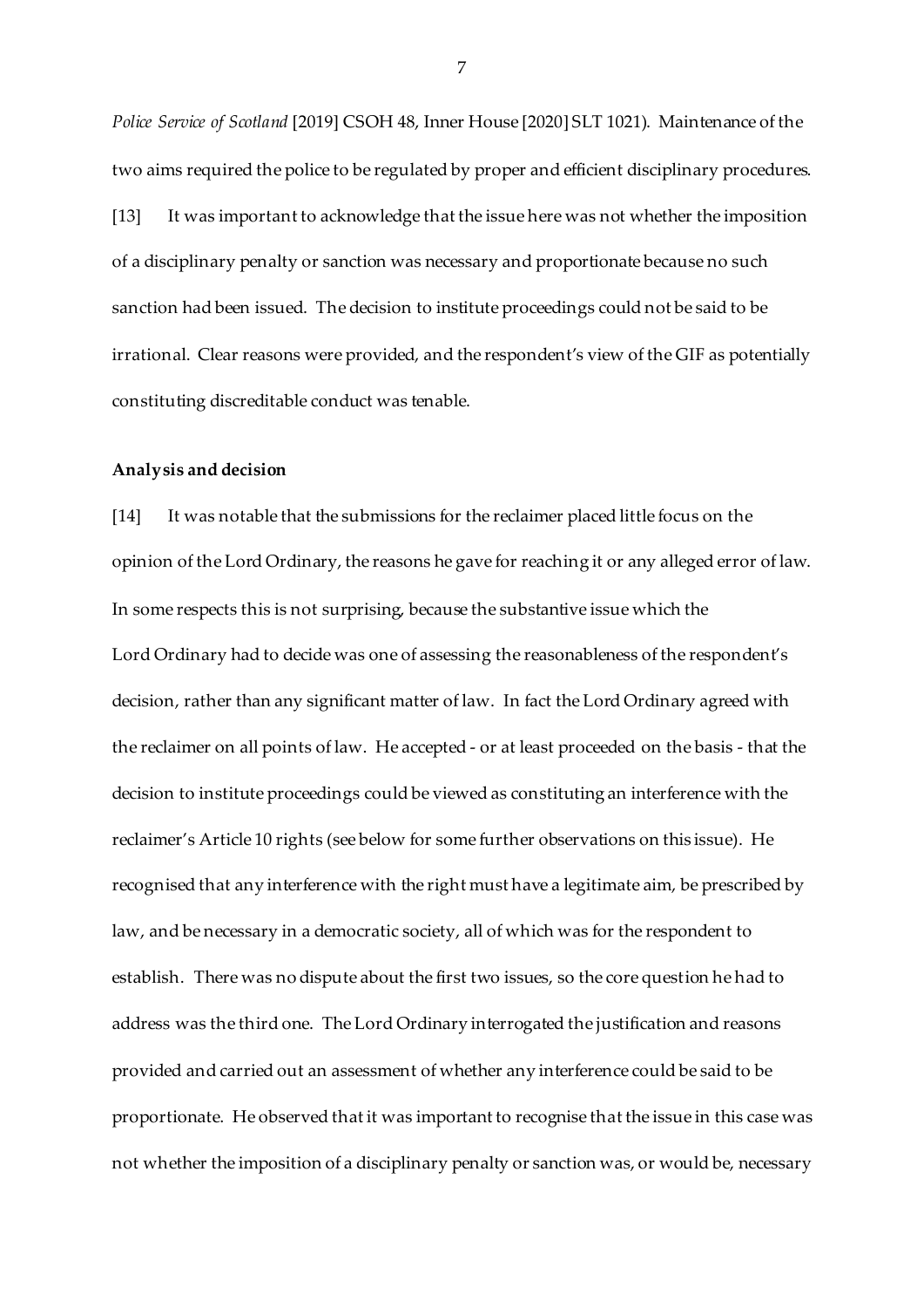*Police Service of Scotland* [2019] CSOH 48, Inner House [2020] SLT 1021). Maintenance of the two aims required the police to be regulated by proper and efficient disciplinary procedures.

[13] It was important to acknowledge that the issue here was not whether the imposition of a disciplinary penalty or sanction was necessary and proportionate because no such sanction had been issued. The decision to institute proceedings could not be said to be irrational. Clear reasons were provided, and the respondent's view of the GIF as potentially constituting discreditable conduct was tenable.

**Analysis and decision**

[14] It was notable that the submissions for the reclaimer placed little focus on the opinion of the Lord Ordinary, the reasons he gave for reaching it or any alleged error of law. In some respects this is not surprising, because the substantive issue which the Lord Ordinary had to decide was one of assessing the reasonableness of the respondent's decision, rather than any significant matter of law. In fact the Lord Ordinary agreed with the reclaimer on all points of law. He accepted - or at least proceeded on the basis - that the decision to institute proceedings could be viewed as constituting an interference with the reclaimer's Article 10 rights (see below for some further observations on this issue). He recognised that any interference with the right must have a legitimate aim, be prescribed by law, and be necessary in a democratic society, all of which was for the respondent to establish. There was no dispute about the first two issues, so the core question he had to address was the third one. The Lord Ordinary interrogated the justification and reasons provided and carried out an assessment of whether any interference could be said to be proportionate. He observed that it was important to recognise that the issue in this case was not whether the imposition of a disciplinary penalty or sanction was, or would be, necessary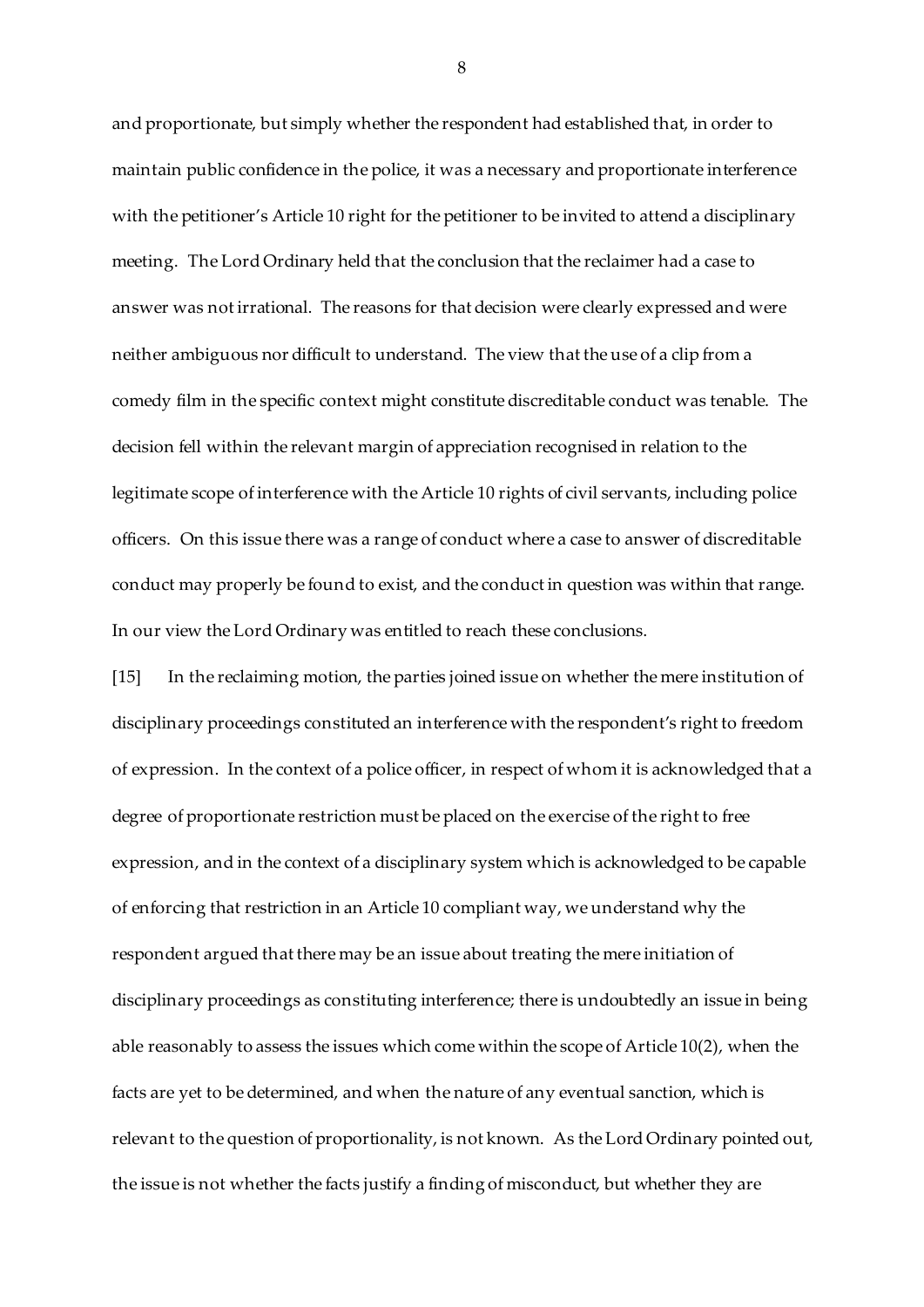and proportionate, but simply whether the respondent had established that, in order to maintain public confidence in the police, it was a necessary and proportionate interference with the petitioner's Article 10 right for the petitioner to be invited to attend a disciplinary meeting. The Lord Ordinary held that the conclusion that the reclaimer had a case to answer was not irrational. The reasons for that decision were clearly expressed and were neither ambiguous nor difficult to understand. The view that the use of a clip from a comedy film in the specific context might constitute discreditable conduct was tenable. The decision fell within the relevant margin of appreciation recognised in relation to the legitimate scope of interference with the Article 10 rights of civil servants, including police officers. On this issue there was a range of conduct where a case to answer of discreditable conduct may properly be found to exist, and the conduct in question was within that range. In our view the Lord Ordinary was entitled to reach these conclusions.

[15] In the reclaiming motion, the parties joined issue on whether the mere institution of disciplinary proceedings constituted an interference with the respondent's right to freedom of expression. In the context of a police officer, in respect of whom it is acknowledged that a degree of proportionate restriction must be placed on the exercise of the right to free expression, and in the context of a disciplinary system which is acknowledged to be capable of enforcing that restriction in an Article 10 compliant way, we understand why the respondent argued that there may be an issue about treating the mere initiation of disciplinary proceedings as constituting interference; there is undoubtedly an issue in being able reasonably to assess the issues which come within the scope of Article 10(2), when the facts are yet to be determined, and when the nature of any eventual sanction, which is relevant to the question of proportionality, is not known. As the Lord Ordinary pointed out, the issue is not whether the facts justify a finding of misconduct, but whether they are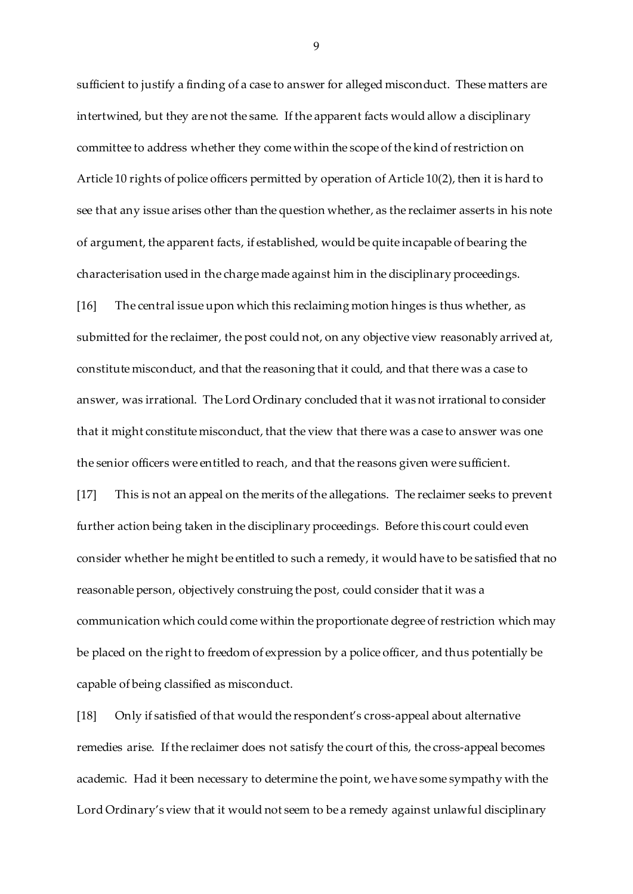sufficient to justify a finding of a case to answer for alleged misconduct. These matters are intertwined, but they are not the same. If the apparent facts would allow a disciplinary committee to address whether they come within the scope of the kind of restriction on Article 10 rights of police officers permitted by operation of Article 10(2), then it is hard to see that any issue arises other than the question whether, as the reclaimer asserts in his note of argument, the apparent facts, if established, would be quite incapable of bearing the characterisation used in the charge made against him in the disciplinary proceedings.

[16] The central issue upon which this reclaiming motion hinges is thus whether, as submitted for the reclaimer, the post could not, on any objective view reasonably arrived at, constitute misconduct, and that the reasoning that it could, and that there was a case to answer, was irrational. The Lord Ordinary concluded that it was not irrational to consider that it might constitute misconduct, that the view that there was a case to answer was one the senior officers were entitled to reach, and that the reasons given were sufficient.

[17] This is not an appeal on the merits of the allegations. The reclaimer seeks to prevent further action being taken in the disciplinary proceedings. Before this court could even consider whether he might be entitled to such a remedy, it would have to be satisfied that no reasonable person, objectively construing the post, could consider that it was a communication which could come within the proportionate degree of restriction which may be placed on the right to freedom of expression by a police officer, and thus potentially be capable of being classified as misconduct.

[18] Only if satisfied of that would the respondent's cross-appeal about alternative remedies arise. If the reclaimer does not satisfy the court of this, the cross-appeal becomes academic. Had it been necessary to determine the point, we have some sympathy with the Lord Ordinary's view that it would not seem to be a remedy against unlawful disciplinary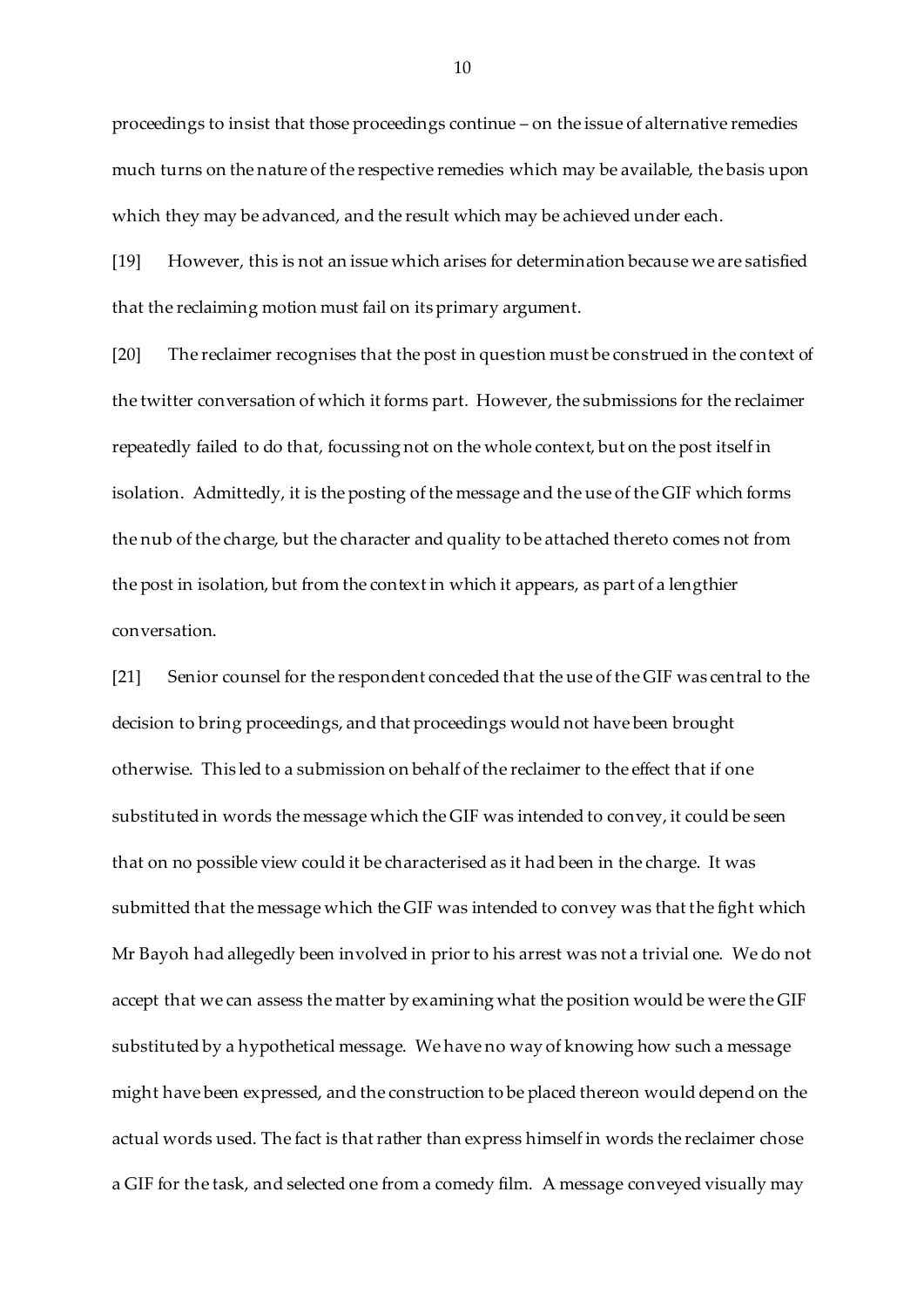proceedings to insist that those proceedings continue – on the issue of alternative remedies much turns on the nature of the respective remedies which may be available, the basis upon which they may be advanced, and the result which may be achieved under each.

[19] However, this is not an issue which arises for determination because we are satisfied that the reclaiming motion must fail on its primary argument.

[20] The reclaimer recognises that the post in question must be construed in the context of the twitter conversation of which it forms part. However, the submissions for the reclaimer repeatedly failed to do that, focussing not on the whole context, but on the post itself in isolation. Admittedly, it is the posting of the message and the use of the GIF which forms the nub of the charge, but the character and quality to be attached thereto comes not from the post in isolation, but from the context in which it appears, as part of a lengthier conversation.

[21] Senior counsel for the respondent conceded that the use of the GIF was central to the decision to bring proceedings, and that proceedings would not have been brought otherwise. This led to a submission on behalf of the reclaimer to the effect that if one substituted in words the message which the GIF was intended to convey, it could be seen that on no possible view could it be characterised as it had been in the charge. It was submitted that the message which the GIF was intended to convey was that the fight which Mr Bayoh had allegedly been involved in prior to his arrest was not a trivial one. We do not accept that we can assess the matter by examining what the position would be were the GIF substituted by a hypothetical message. We have no way of knowing how such a message might have been expressed, and the construction to be placed thereon would depend on the actual words used. The fact is that rather than express himself in words the reclaimer chose a GIF for the task, and selected one from a comedy film. A message conveyed visually may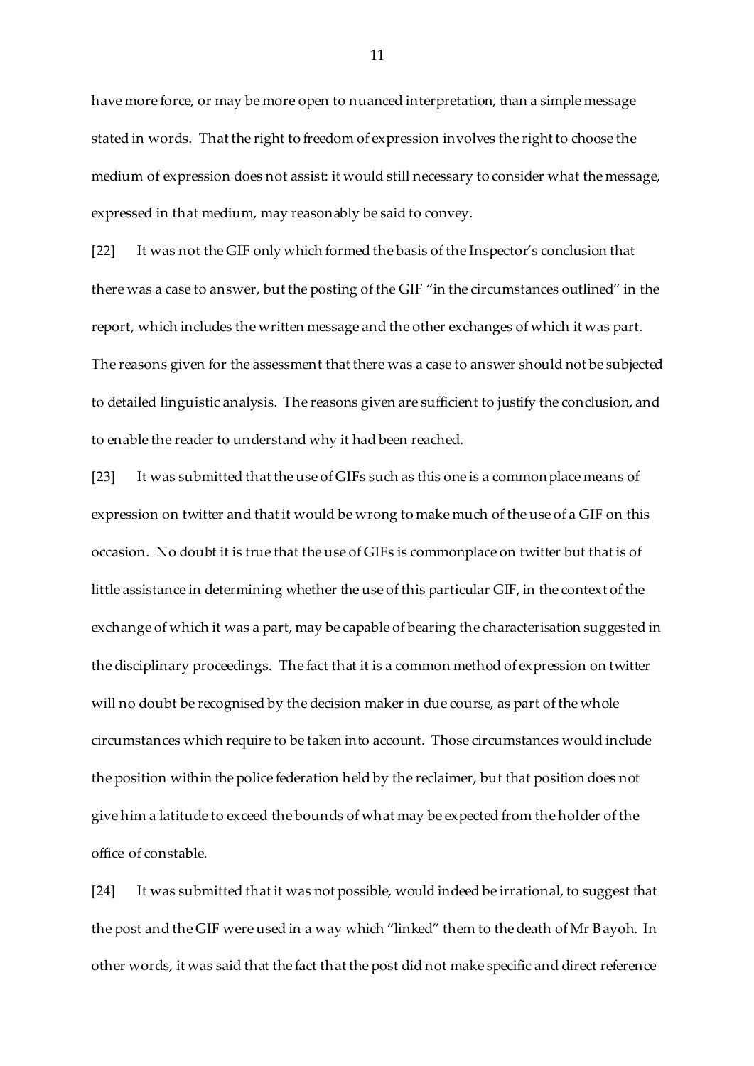have more force, or may be more open to nuanced interpretation, than a simple message stated in words. That the right to freedom of expression involves the right to choose the medium of expression does not assist: it would still necessary to consider what the message, expressed in that medium, may reasonably be said to convey.

[22] It was not the GIF only which formed the basis of the Inspector's conclusion that there was a case to answer, but the posting of the GIF "in the circumstances outlined" in the report, which includes the written message and the other exchanges of which it was part. The reasons given for the assessment that there was a case to answer should not be subjected to detailed linguistic analysis. The reasons given are sufficient to justify the conclusion, and to enable the reader to understand why it had been reached.

[23] It was submitted that the use of GIFs such as this one is a commonplace means of expression on twitter and that it would be wrong to make much of the use of a GIF on this occasion. No doubt it is true that the use of GIFs is commonplace on twitter but that is of little assistance in determining whether the use of this particular GIF, in the context of the exchange of which it was a part, may be capable of bearing the characterisation suggested in the disciplinary proceedings. The fact that it is a common method of expression on twitter will no doubt be recognised by the decision maker in due course, as part of the whole circumstances which require to be taken into account. Those circumstances would include the position within the police federation held by the reclaimer, but that position does not give him a latitude to exceed the bounds of what may be expected from the holder of the office of constable.

[24] It was submitted that it was not possible, would indeed be irrational, to suggest that the post and the GIF were used in a way which "linked" them to the death of Mr Bayoh. In other words, it was said that the fact that the post did not make specific and direct reference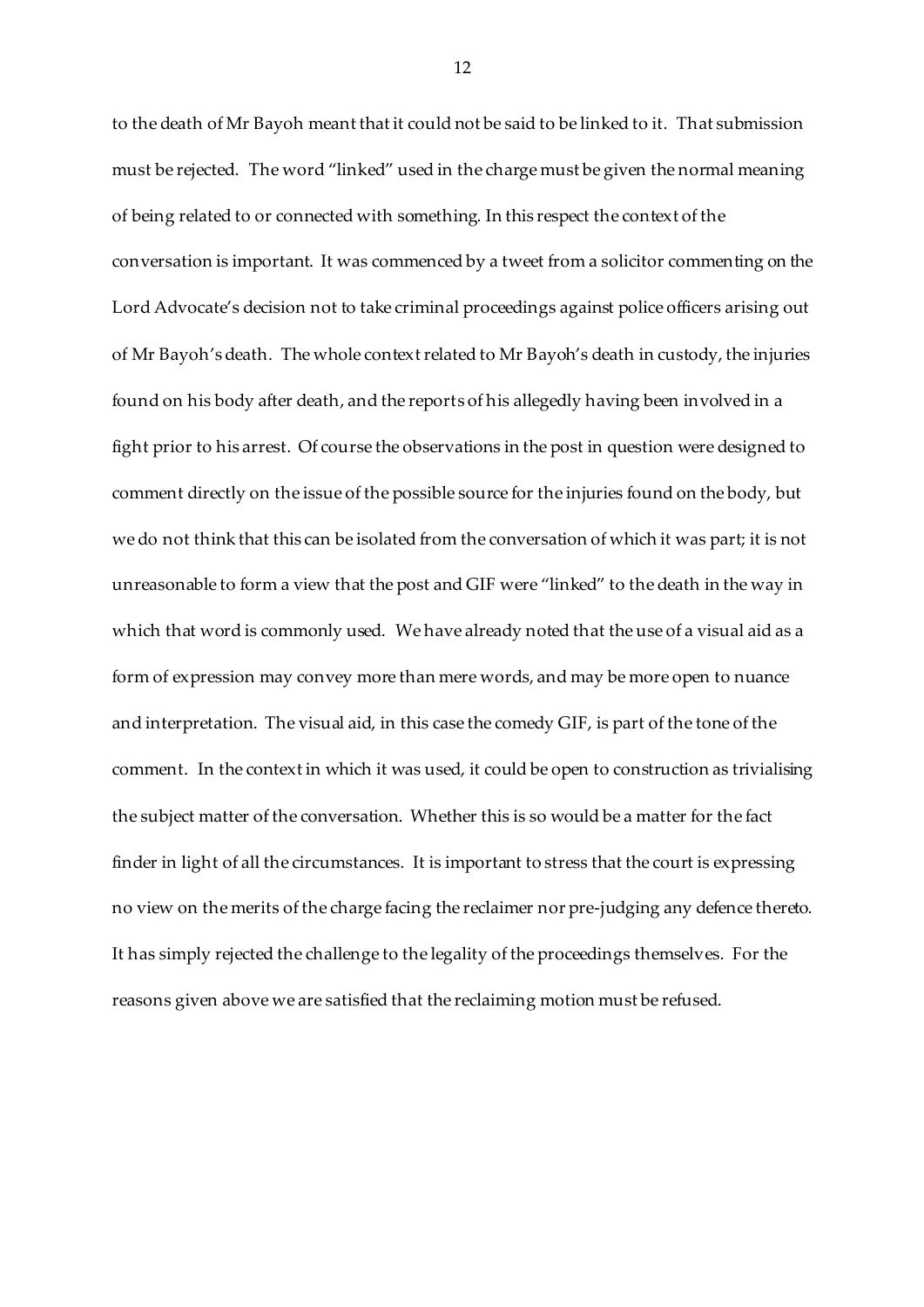to the death of Mr Bayoh meant that it could not be said to be linked to it. That submission must be rejected. The word "linked" used in the charge must be given the normal meaning of being related to or connected with something. In this respect the context of the conversation is important. It was commenced by a tweet from a solicitor commenting on the Lord Advocate's decision not to take criminal proceedings against police officers arising out of Mr Bayoh's death. The whole context related to Mr Bayoh's death in custody, the injuries found on his body after death, and the reports of his allegedly having been involved in a fight prior to his arrest. Of course the observations in the post in question were designed to comment directly on the issue of the possible source for the injuries found on the body, but we do not think that this can be isolated from the conversation of which it was part; it is not unreasonable to form a view that the post and GIF were "linked" to the death in the way in which that word is commonly used. We have already noted that the use of a visual aid as a form of expression may convey more than mere words, and may be more open to nuance and interpretation. The visual aid, in this case the comedy GIF, is part of the tone of the comment. In the context in which it was used, it could be open to construction as trivialising the subject matter of the conversation. Whether this is so would be a matter for the fact finder in light of all the circumstances. It is important to stress that the court is expressing no view on the merits of the charge facing the reclaimer nor pre-judging any defence thereto. It has simply rejected the challenge to the legality of the proceedings themselves. For the reasons given above we are satisfied that the reclaiming motion must be refused.